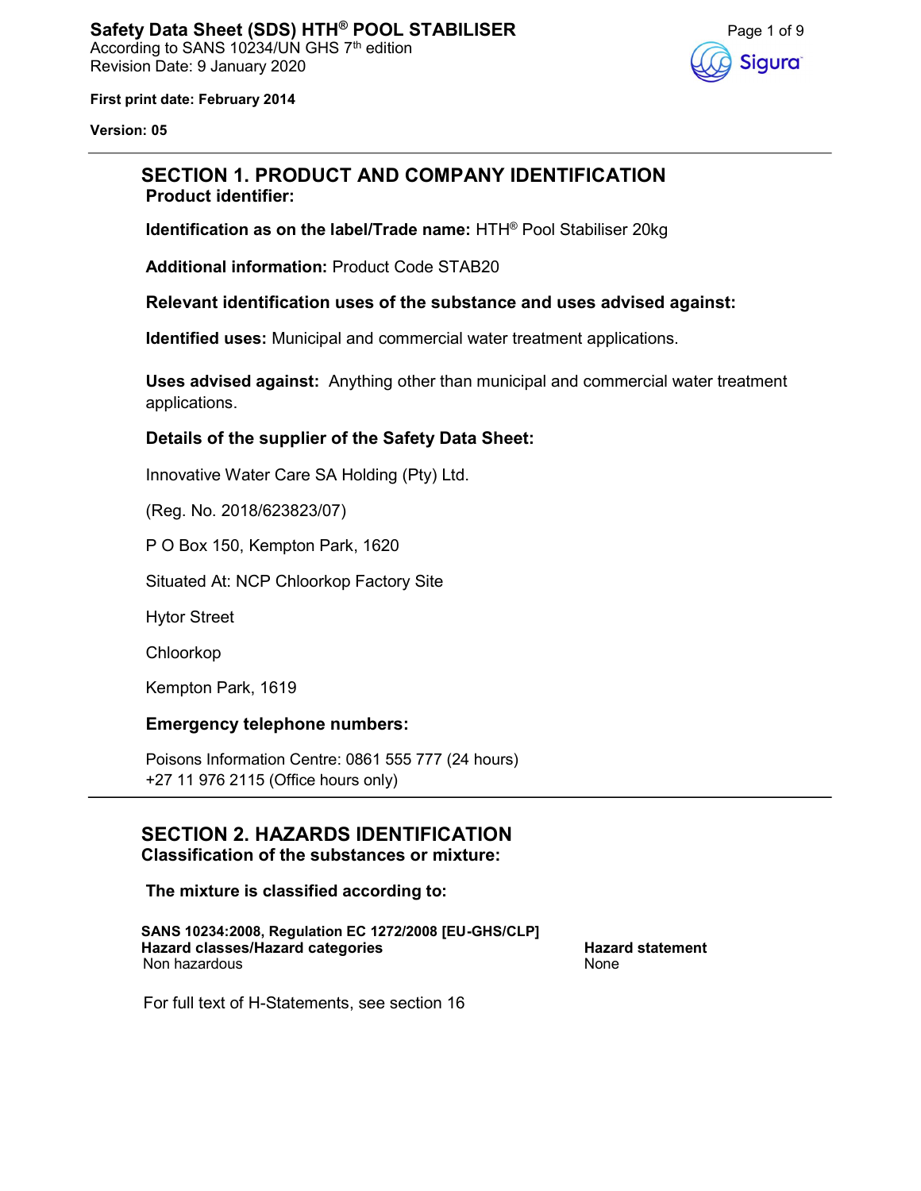**Safety Data Sheet (SDS) HTH® POOL STABILISER**
According to SANS 10234/UN GHS 7th edition
Revision Date: 9 January 2020

**First print date: February 2014**

**Version: 05**

## SECTION 1. PRODUCT AND COMPANY IDENTIFICATION

**Product identifier:**

**Identification as on the label/Trade name:** HTH® Pool Stabiliser 20kg

**Additional information:** Product Code STAB20

**Relevant identification uses of the substance and uses advised against:**

**Identified uses:** Municipal and commercial water treatment applications.

**Uses advised against:** Anything other than municipal and commercial water treatment applications.

**Details of the supplier of the Safety Data Sheet:**

Innovative Water Care SA Holding (Pty) Ltd.

(Reg. No. 2018/623823/07)

P O Box 150, Kempton Park, 1620

Situated At: NCP Chloorkop Factory Site

Hytor Street

Chloorkop

Kempton Park, 1619

**Emergency telephone numbers:**

Poisons Information Centre: 0861 555 777 (24 hours)
+27 11 976 2115 (Office hours only)

## SECTION 2. HAZARDS IDENTIFICATION

**Classification of the substances or mixture:**

**The mixture is classified according to:**

**SANS 10234:2008, Regulation EC 1272/2008 [EU-GHS/CLP]**

| Hazard classes/Hazard categories | Hazard statement |
| --- | --- |
| Non hazardous | None |

For full text of H-Statements, see section 16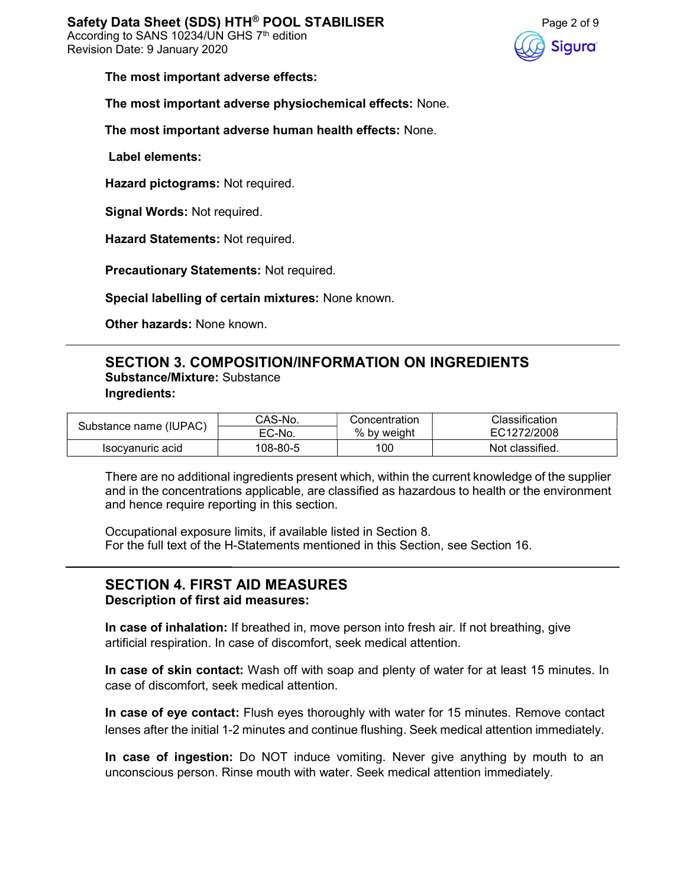**The most important adverse effects:**

**The most important adverse physiochemical effects:** None.

**The most important adverse human health effects:** None.

**Label elements:**

**Hazard pictograms:** Not required.

**Signal Words:** Not required.

**Hazard Statements:** Not required.

**Precautionary Statements:** Not required.

**Special labelling of certain mixtures:** None known.

**Other hazards:** None known.

## SECTION 3. COMPOSITION/INFORMATION ON INGREDIENTS

**Substance/Mixture:** Substance

**Ingredients:**

| Substance name (IUPAC) | CAS-No. | Concentration | Classification |
|---|---|---|---|
| | EC-No. | % by weight | EC1272/2008 |
| Isocyanuric acid | 108-80-5 | 100 | Not classified. |

There are no additional ingredients present which, within the current knowledge of the supplier and in the concentrations applicable, are classified as hazardous to health or the environment and hence require reporting in this section.

Occupational exposure limits, if available listed in Section 8.
For the full text of the H-Statements mentioned in this Section, see Section 16.

## SECTION 4. FIRST AID MEASURES

**Description of first aid measures:**

**In case of inhalation:** If breathed in, move person into fresh air. If not breathing, give artificial respiration. In case of discomfort, seek medical attention.

**In case of skin contact:** Wash off with soap and plenty of water for at least 15 minutes. In case of discomfort, seek medical attention.

**In case of eye contact:** Flush eyes thoroughly with water for 15 minutes. Remove contact lenses after the initial 1-2 minutes and continue flushing. Seek medical attention immediately.

**In case of ingestion:** Do NOT induce vomiting. Never give anything by mouth to an unconscious person. Rinse mouth with water. Seek medical attention immediately.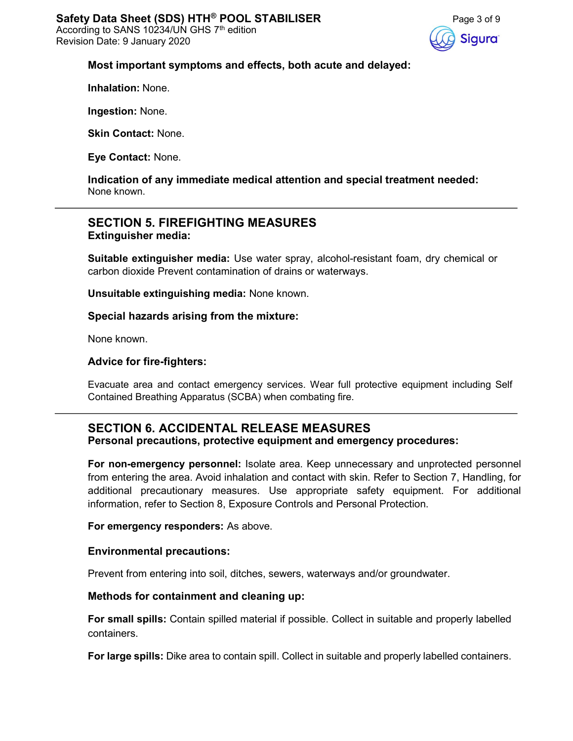**Most important symptoms and effects, both acute and delayed:**

**Inhalation:** None.

**Ingestion:** None.

**Skin Contact:** None.

**Eye Contact:** None.

**Indication of any immediate medical attention and special treatment needed:**
None known.

## SECTION 5. FIREFIGHTING MEASURES

**Extinguisher media:**

**Suitable extinguisher media:** Use water spray, alcohol-resistant foam, dry chemical or carbon dioxide Prevent contamination of drains or waterways.

**Unsuitable extinguishing media:** None known.

**Special hazards arising from the mixture:**

None known.

**Advice for fire-fighters:**

Evacuate area and contact emergency services. Wear full protective equipment including Self Contained Breathing Apparatus (SCBA) when combating fire.

## SECTION 6. ACCIDENTAL RELEASE MEASURES

**Personal precautions, protective equipment and emergency procedures:**

**For non-emergency personnel:** Isolate area. Keep unnecessary and unprotected personnel from entering the area. Avoid inhalation and contact with skin. Refer to Section 7, Handling, for additional precautionary measures. Use appropriate safety equipment. For additional information, refer to Section 8, Exposure Controls and Personal Protection.

**For emergency responders:** As above.

**Environmental precautions:**

Prevent from entering into soil, ditches, sewers, waterways and/or groundwater.

**Methods for containment and cleaning up:**

**For small spills:** Contain spilled material if possible. Collect in suitable and properly labelled containers.

**For large spills:** Dike area to contain spill. Collect in suitable and properly labelled containers.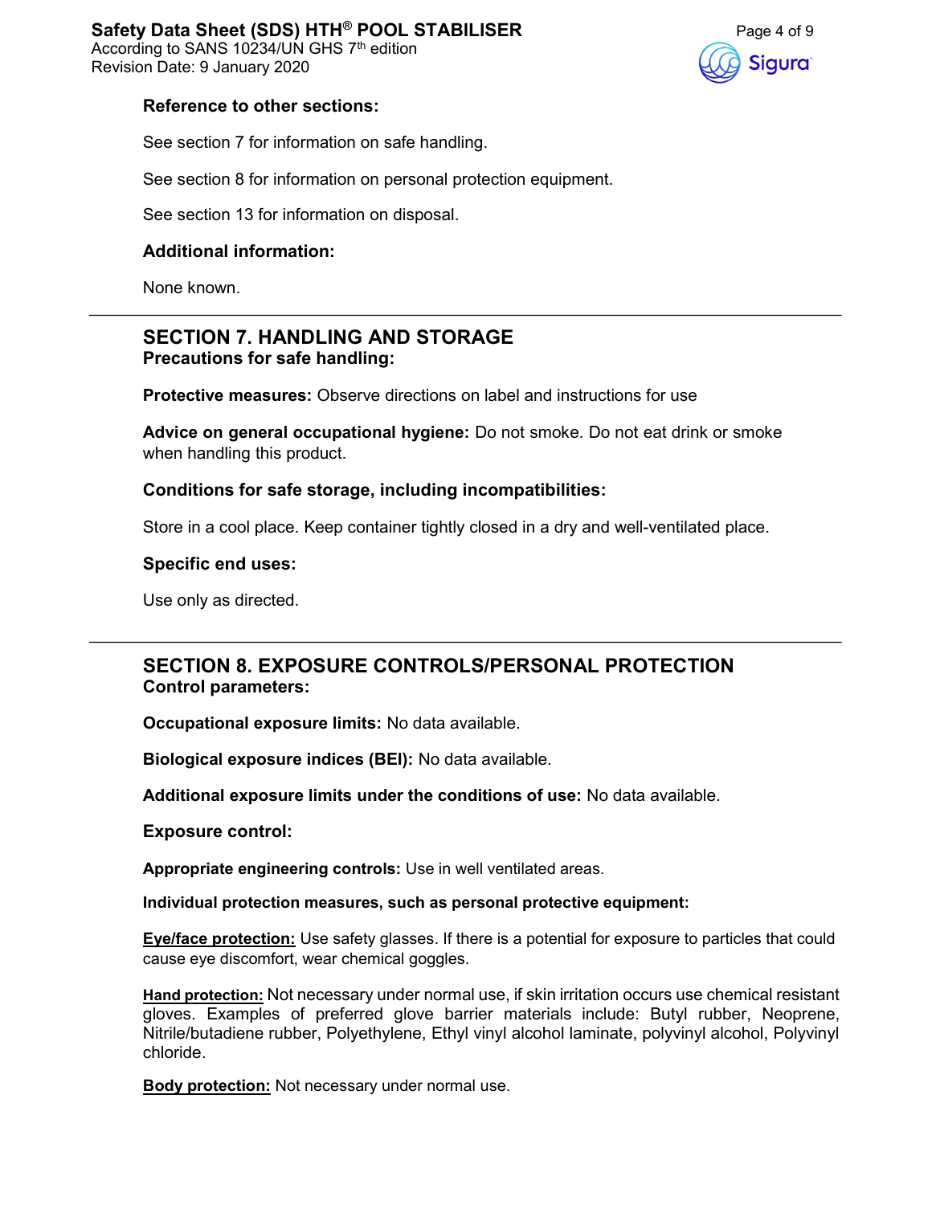### Reference to other sections:

See section 7 for information on safe handling.

See section 8 for information on personal protection equipment.

See section 13 for information on disposal.

### Additional information:

None known.

---

## SECTION 7. HANDLING AND STORAGE

### Precautions for safe handling:

**Protective measures:** Observe directions on label and instructions for use

**Advice on general occupational hygiene:** Do not smoke. Do not eat drink or smoke when handling this product.

### Conditions for safe storage, including incompatibilities:

Store in a cool place. Keep container tightly closed in a dry and well-ventilated place.

### Specific end uses:

Use only as directed.

---

## SECTION 8. EXPOSURE CONTROLS/PERSONAL PROTECTION

### Control parameters:

**Occupational exposure limits:** No data available.

**Biological exposure indices (BEI):** No data available.

**Additional exposure limits under the conditions of use:** No data available.

### Exposure control:

**Appropriate engineering controls:** Use in well ventilated areas.

**Individual protection measures, such as personal protective equipment:**

**Eye/face protection:** Use safety glasses. If there is a potential for exposure to particles that could cause eye discomfort, wear chemical goggles.

**Hand protection:** Not necessary under normal use, if skin irritation occurs use chemical resistant gloves. Examples of preferred glove barrier materials include: Butyl rubber, Neoprene, Nitrile/butadiene rubber, Polyethylene, Ethyl vinyl alcohol laminate, polyvinyl alcohol, Polyvinyl chloride.

**Body protection:** Not necessary under normal use.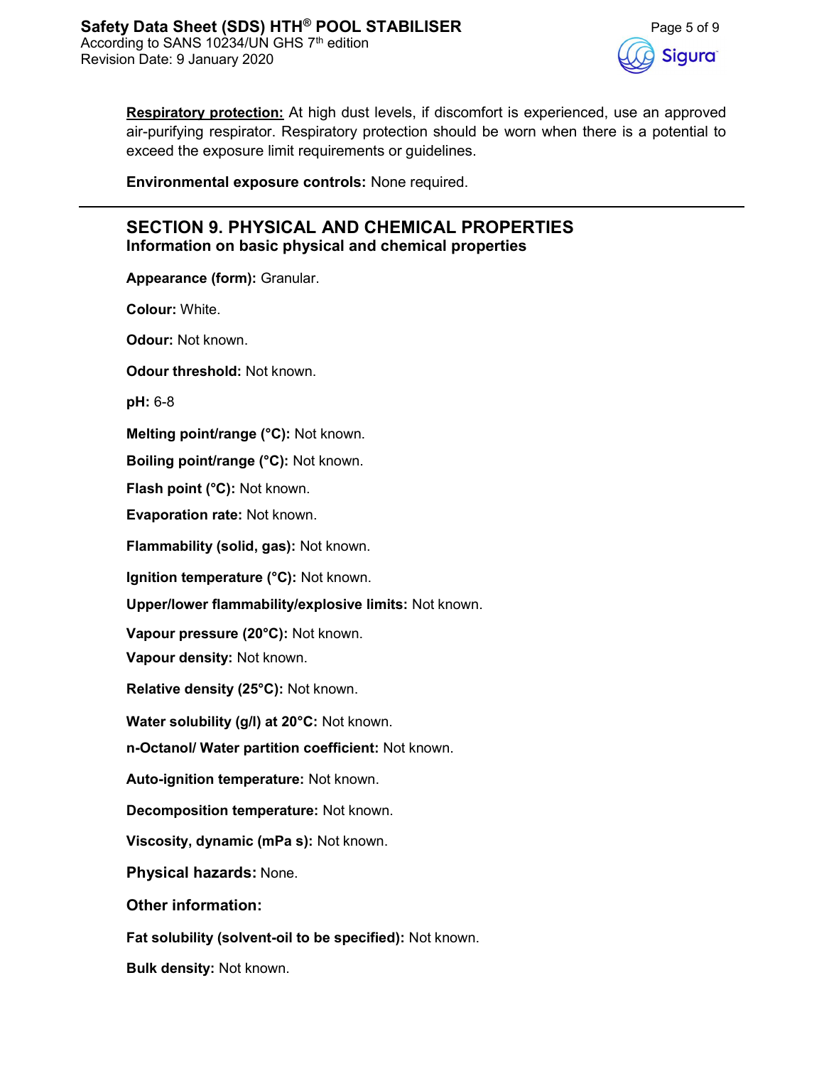**Respiratory protection:** At high dust levels, if discomfort is experienced, use an approved air-purifying respirator. Respiratory protection should be worn when there is a potential to exceed the exposure limit requirements or guidelines.

**Environmental exposure controls:** None required.

---

## SECTION 9. PHYSICAL AND CHEMICAL PROPERTIES

### Information on basic physical and chemical properties

**Appearance (form):** Granular.

**Colour:** White.

**Odour:** Not known.

**Odour threshold:** Not known.

**pH:** 6-8

**Melting point/range (°C):** Not known.

**Boiling point/range (°C):** Not known.

**Flash point (°C):** Not known.

**Evaporation rate:** Not known.

**Flammability (solid, gas):** Not known.

**Ignition temperature (°C):** Not known.

**Upper/lower flammability/explosive limits:** Not known.

**Vapour pressure (20°C):** Not known.

**Vapour density:** Not known.

**Relative density (25°C):** Not known.

**Water solubility (g/l) at 20°C:** Not known.

**n-Octanol/ Water partition coefficient:** Not known.

**Auto-ignition temperature:** Not known.

**Decomposition temperature:** Not known.

**Viscosity, dynamic (mPa s):** Not known.

**Physical hazards:** None.

**Other information:**

**Fat solubility (solvent-oil to be specified):** Not known.

**Bulk density:** Not known.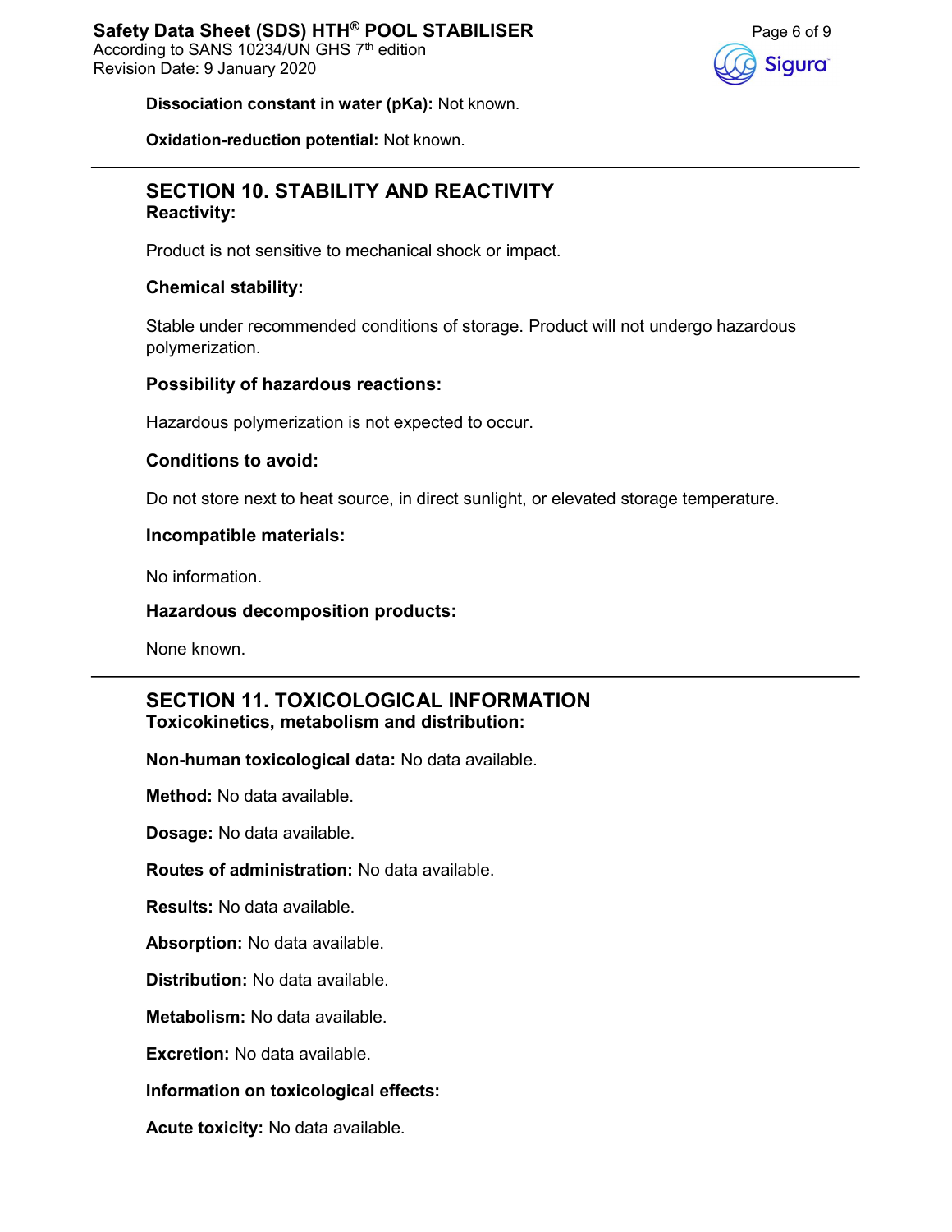**Dissociation constant in water (pKa):** Not known.

**Oxidation-reduction potential:** Not known.

---

## SECTION 10. STABILITY AND REACTIVITY

### Reactivity:

Product is not sensitive to mechanical shock or impact.

### Chemical stability:

Stable under recommended conditions of storage. Product will not undergo hazardous polymerization.

### Possibility of hazardous reactions:

Hazardous polymerization is not expected to occur.

### Conditions to avoid:

Do not store next to heat source, in direct sunlight, or elevated storage temperature.

### Incompatible materials:

No information.

### Hazardous decomposition products:

None known.

---

## SECTION 11. TOXICOLOGICAL INFORMATION

### Toxicokinetics, metabolism and distribution:

**Non-human toxicological data:** No data available.

**Method:** No data available.

**Dosage:** No data available.

**Routes of administration:** No data available.

**Results:** No data available.

**Absorption:** No data available.

**Distribution:** No data available.

**Metabolism:** No data available.

**Excretion:** No data available.

**Information on toxicological effects:**

**Acute toxicity:** No data available.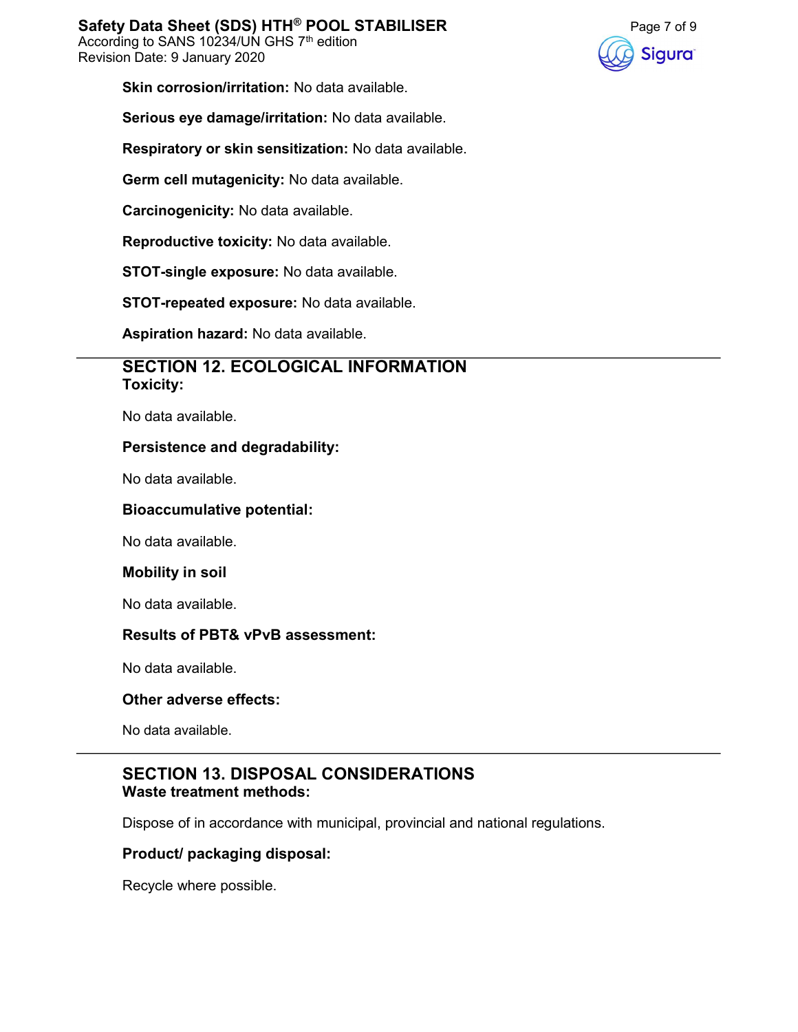**Skin corrosion/irritation:** No data available.

**Serious eye damage/irritation:** No data available.

**Respiratory or skin sensitization:** No data available.

**Germ cell mutagenicity:** No data available.

**Carcinogenicity:** No data available.

**Reproductive toxicity:** No data available.

**STOT-single exposure:** No data available.

**STOT-repeated exposure:** No data available.

**Aspiration hazard:** No data available.

## SECTION 12. ECOLOGICAL INFORMATION

**Toxicity:**

No data available.

**Persistence and degradability:**

No data available.

**Bioaccumulative potential:**

No data available.

**Mobility in soil**

No data available.

**Results of PBT& vPvB assessment:**

No data available.

**Other adverse effects:**

No data available.

## SECTION 13. DISPOSAL CONSIDERATIONS

**Waste treatment methods:**

Dispose of in accordance with municipal, provincial and national regulations.

**Product/ packaging disposal:**

Recycle where possible.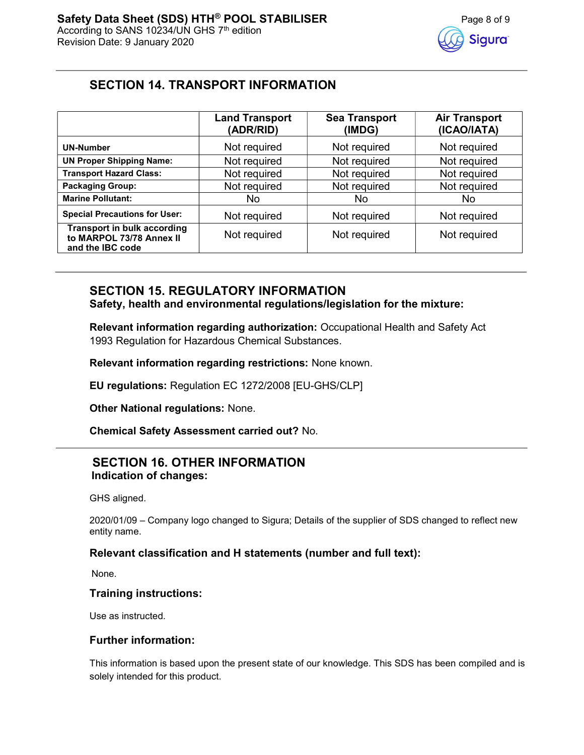## SECTION 14. TRANSPORT INFORMATION

| | Land Transport (ADR/RID) | Sea Transport (IMDG) | Air Transport (ICAO/IATA) |
|---|---|---|---|
| **UN-Number** | Not required | Not required | Not required |
| **UN Proper Shipping Name:** | Not required | Not required | Not required |
| **Transport Hazard Class:** | Not required | Not required | Not required |
| **Packaging Group:** | Not required | Not required | Not required |
| **Marine Pollutant:** | No | No | No |
| **Special Precautions for User:** | Not required | Not required | Not required |
| **Transport in bulk according to MARPOL 73/78 Annex II and the IBC code** | Not required | Not required | Not required |

## SECTION 15. REGULATORY INFORMATION

**Safety, health and environmental regulations/legislation for the mixture:**

**Relevant information regarding authorization:** Occupational Health and Safety Act 1993 Regulation for Hazardous Chemical Substances.

**Relevant information regarding restrictions:** None known.

**EU regulations:** Regulation EC 1272/2008 [EU-GHS/CLP]

**Other National regulations:** None.

**Chemical Safety Assessment carried out?** No.

## SECTION 16. OTHER INFORMATION

**Indication of changes:**

GHS aligned.

2020/01/09 – Company logo changed to Sigura; Details of the supplier of SDS changed to reflect new entity name.

### Relevant classification and H statements (number and full text):

None.

### Training instructions:

Use as instructed.

### Further information:

This information is based upon the present state of our knowledge. This SDS has been compiled and is solely intended for this product.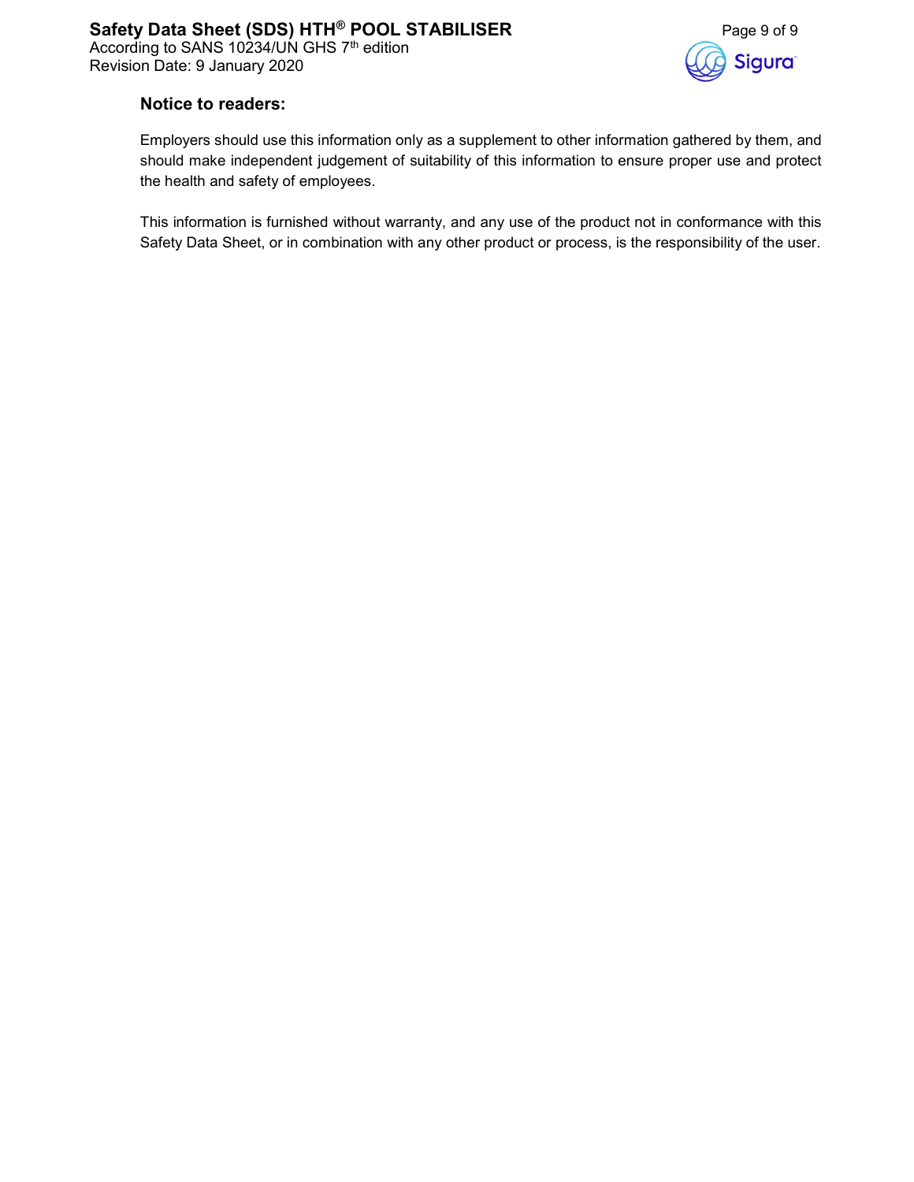### Notice to readers:

Employers should use this information only as a supplement to other information gathered by them, and should make independent judgement of suitability of this information to ensure proper use and protect the health and safety of employees.

This information is furnished without warranty, and any use of the product not in conformance with this Safety Data Sheet, or in combination with any other product or process, is the responsibility of the user.